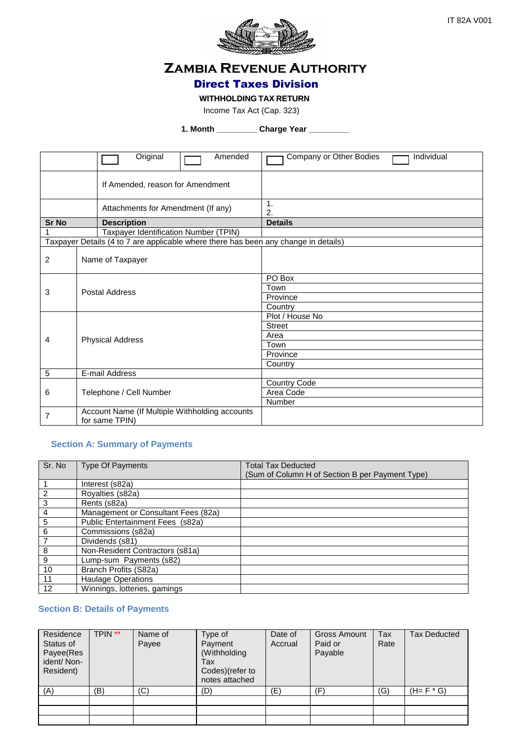IT 82A V001

# ZAMBIA REVENUE AUTHORITY

## Direct Taxes Division

### WITHHOLDING TAX RETURN

Income Tax Act (Cap. 323)

**1. Month _________ Charge Year _________**

| | | |
|---|---|---|
| | ☐ Original ☐ Amended | ☐ Company or Other Bodies ☐ Individual |
| | If Amended, reason for Amendment | |
| | Attachments for Amendment (If any) | 1.<br>2. |
| **Sr No** | **Description** | **Details** |
| 1 | Taxpayer Identification Number (TPIN) | |
| Taxpayer Details (4 to 7 are applicable where there has been any change in details) | | |
| 2 | Name of Taxpayer | |
| 3 | Postal Address | PO Box |
| | | Town |
| | | Province |
| | | Country |
| 4 | Physical Address | Plot / House No |
| | | Street |
| | | Area |
| | | Town |
| | | Province |
| | | Country |
| 5 | E-mail Address | |
| 6 | Telephone / Cell Number | Country Code |
| | | Area Code |
| | | Number |
| 7 | Account Name (If Multiple Withholding accounts for same TPIN) | |

### Section A: Summary of Payments

| Sr. No | Type Of Payments | Total Tax Deducted (Sum of Column H of Section B per Payment Type) |
|---|---|---|
| 1 | Interest (s82a) | |
| 2 | Royalties (s82a) | |
| 3 | Rents (s82a) | |
| 4 | Management or Consultant Fees (82a) | |
| 5 | Public Entertainment Fees (s82a) | |
| 6 | Commissions (s82a) | |
| 7 | Dividends (s81) | |
| 8 | Non-Resident Contractors (s81a) | |
| 9 | Lump-sum Payments (s82) | |
| 10 | Branch Profits (S82a) | |
| 11 | Haulage Operations | |
| 12 | Winnings, lotteries, gamings | |

### Section B: Details of Payments

| Residence Status of Payee(Resident/ Non-Resident) | TPIN ** | Name of Payee | Type of Payment (Withholding Tax Codes)(refer to notes attached | Date of Accrual | Gross Amount Paid or Payable | Tax Rate | Tax Deducted |
|---|---|---|---|---|---|---|---|
| (A) | (B) | (C) | (D) | (E) | (F) | (G) | (H= F * G) |
| | | | | | | | |
| | | | | | | | |
| | | | | | | | |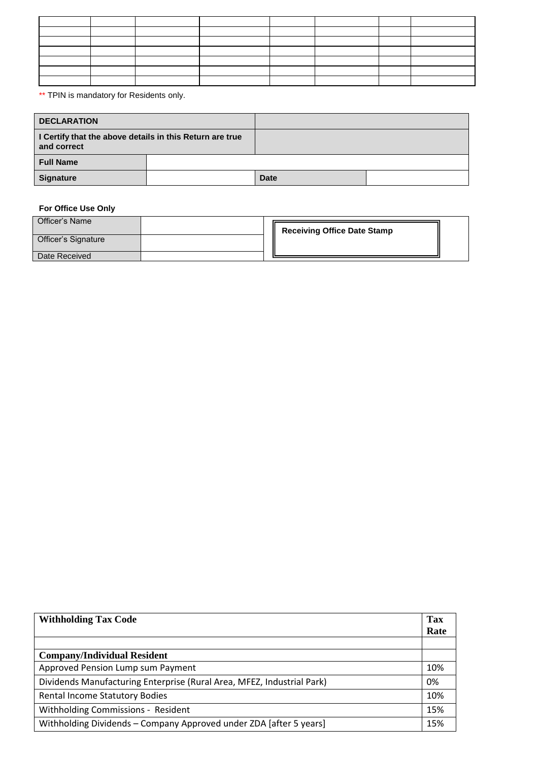| | | | | | | | |
|---|---|---|---|---|---|---|---|
| | | | | | | | |
| | | | | | | | |
| | | | | | | | |
| | | | | | | | |
| | | | | | | | |
| | | | | | | | |

** TPIN is mandatory for Residents only.

| DECLARATION | | | |
|---|---|---|---|
| I Certify that the above details in this Return are true and correct | | | |
| Full Name | | | |
| Signature | | Date | |

**For Office Use Only**

| | | |
|---|---|---|
| Officer's Name | | **Receiving Office Date Stamp** |
| Officer's Signature | | |
| Date Received | | |

| Withholding Tax Code | Tax Rate |
|---|---|
| | |
| **Company/Individual Resident** | |
| Approved Pension Lump sum Payment | 10% |
| Dividends Manufacturing Enterprise (Rural Area, MFEZ, Industrial Park) | 0% |
| Rental Income Statutory Bodies | 10% |
| Withholding Commissions - Resident | 15% |
| Withholding Dividends – Company Approved under ZDA [after 5 years] | 15% |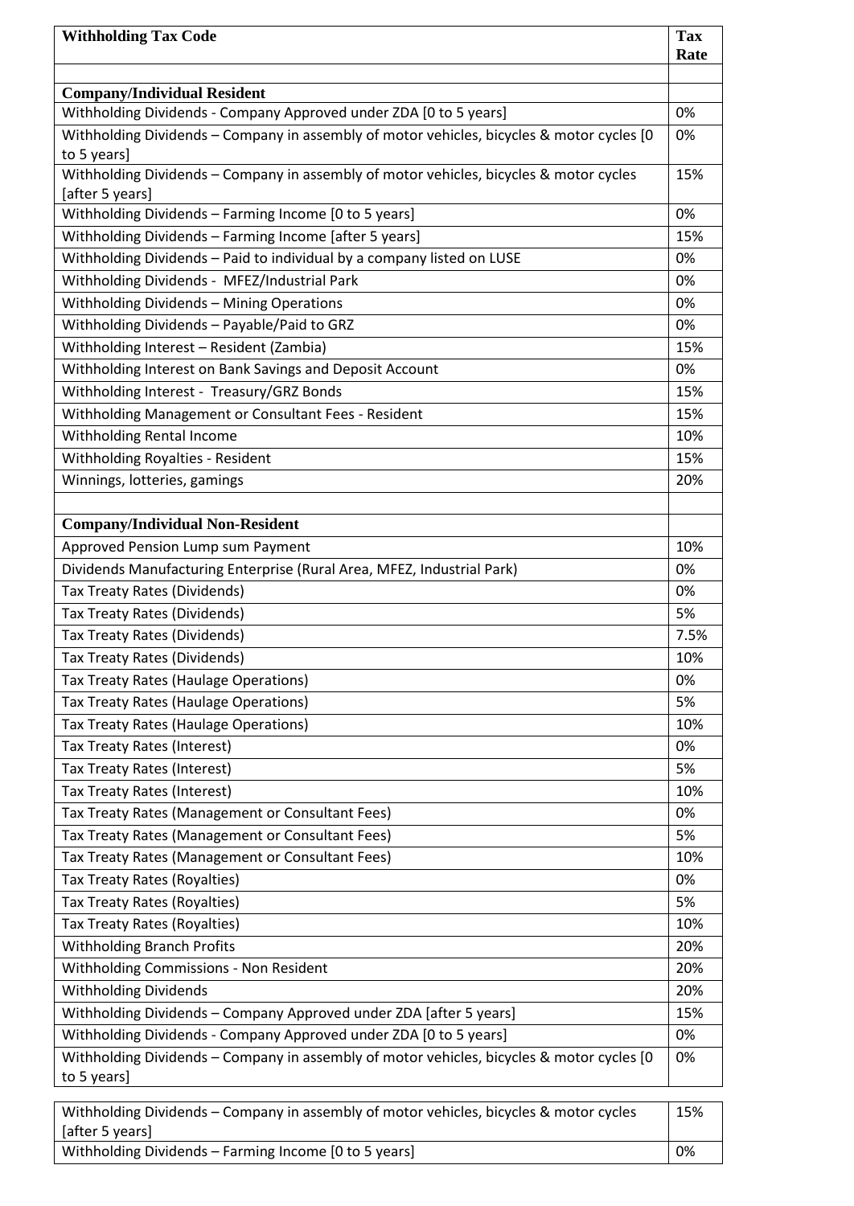| Withholding Tax Code | Tax Rate |
|---|---|
| | |
| **Company/Individual Resident** | |
| Withholding Dividends - Company Approved under ZDA [0 to 5 years] | 0% |
| Withholding Dividends – Company in assembly of motor vehicles, bicycles & motor cycles [0 to 5 years] | 0% |
| Withholding Dividends – Company in assembly of motor vehicles, bicycles & motor cycles [after 5 years] | 15% |
| Withholding Dividends – Farming Income [0 to 5 years] | 0% |
| Withholding Dividends – Farming Income [after 5 years] | 15% |
| Withholding Dividends – Paid to individual by a company listed on LUSE | 0% |
| Withholding Dividends - MFEZ/Industrial Park | 0% |
| Withholding Dividends – Mining Operations | 0% |
| Withholding Dividends – Payable/Paid to GRZ | 0% |
| Withholding Interest – Resident (Zambia) | 15% |
| Withholding Interest on Bank Savings and Deposit Account | 0% |
| Withholding Interest - Treasury/GRZ Bonds | 15% |
| Withholding Management or Consultant Fees - Resident | 15% |
| Withholding Rental Income | 10% |
| Withholding Royalties - Resident | 15% |
| Winnings, lotteries, gamings | 20% |
| | |
| **Company/Individual Non-Resident** | |
| Approved Pension Lump sum Payment | 10% |
| Dividends Manufacturing Enterprise (Rural Area, MFEZ, Industrial Park) | 0% |
| Tax Treaty Rates (Dividends) | 0% |
| Tax Treaty Rates (Dividends) | 5% |
| Tax Treaty Rates (Dividends) | 7.5% |
| Tax Treaty Rates (Dividends) | 10% |
| Tax Treaty Rates (Haulage Operations) | 0% |
| Tax Treaty Rates (Haulage Operations) | 5% |
| Tax Treaty Rates (Haulage Operations) | 10% |
| Tax Treaty Rates (Interest) | 0% |
| Tax Treaty Rates (Interest) | 5% |
| Tax Treaty Rates (Interest) | 10% |
| Tax Treaty Rates (Management or Consultant Fees) | 0% |
| Tax Treaty Rates (Management or Consultant Fees) | 5% |
| Tax Treaty Rates (Management or Consultant Fees) | 10% |
| Tax Treaty Rates (Royalties) | 0% |
| Tax Treaty Rates (Royalties) | 5% |
| Tax Treaty Rates (Royalties) | 10% |
| Withholding Branch Profits | 20% |
| Withholding Commissions - Non Resident | 20% |
| Withholding Dividends | 20% |
| Withholding Dividends – Company Approved under ZDA [after 5 years] | 15% |
| Withholding Dividends - Company Approved under ZDA [0 to 5 years] | 0% |
| Withholding Dividends – Company in assembly of motor vehicles, bicycles & motor cycles [0 to 5 years] | 0% |
| Withholding Dividends – Company in assembly of motor vehicles, bicycles & motor cycles [after 5 years] | 15% |
| Withholding Dividends – Farming Income [0 to 5 years] | 0% |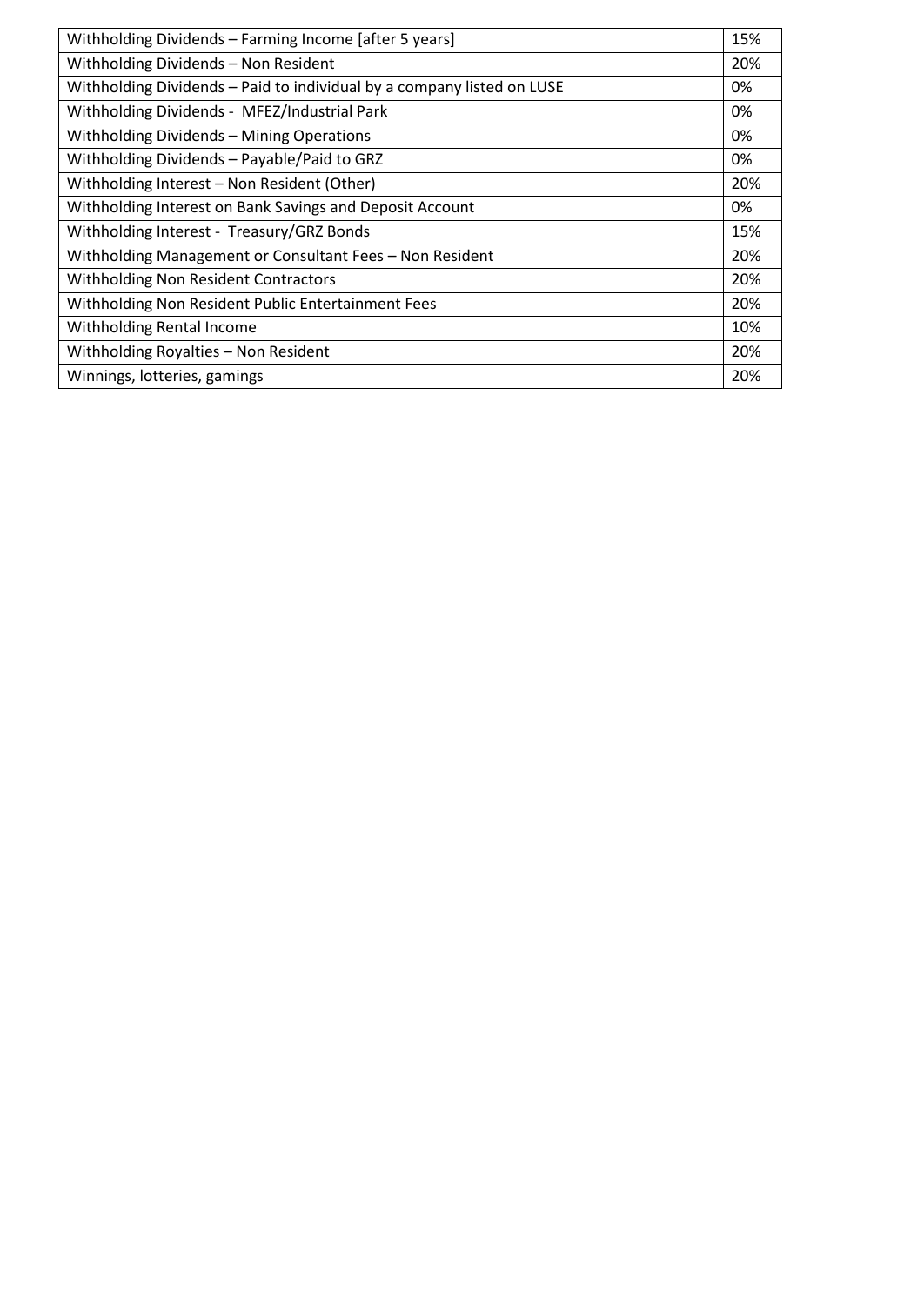| | |
|---|---|
| Withholding Dividends – Farming Income [after 5 years] | 15% |
| Withholding Dividends – Non Resident | 20% |
| Withholding Dividends – Paid to individual by a company listed on LUSE | 0% |
| Withholding Dividends - MFEZ/Industrial Park | 0% |
| Withholding Dividends – Mining Operations | 0% |
| Withholding Dividends – Payable/Paid to GRZ | 0% |
| Withholding Interest – Non Resident (Other) | 20% |
| Withholding Interest on Bank Savings and Deposit Account | 0% |
| Withholding Interest - Treasury/GRZ Bonds | 15% |
| Withholding Management or Consultant Fees – Non Resident | 20% |
| Withholding Non Resident Contractors | 20% |
| Withholding Non Resident Public Entertainment Fees | 20% |
| Withholding Rental Income | 10% |
| Withholding Royalties – Non Resident | 20% |
| Winnings, lotteries, gamings | 20% |